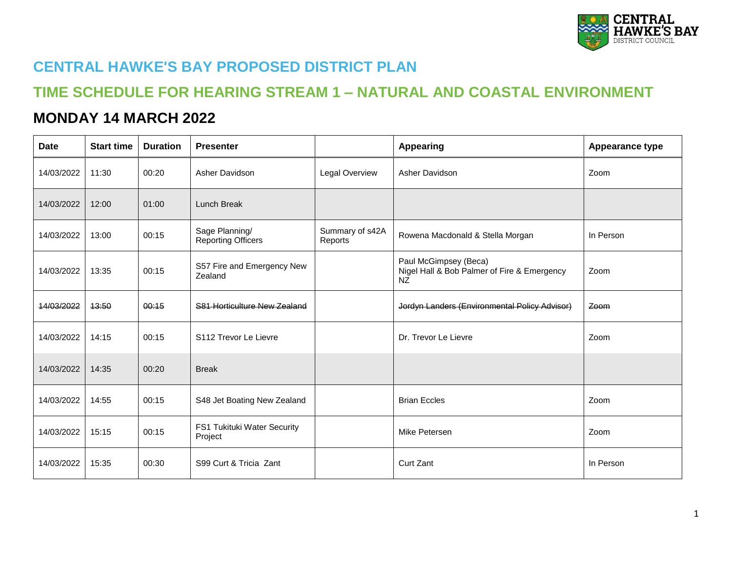# CENTRAL HAWKE'S BAY PROPOSED DISTRICT PLAN

## TIME SCHEDULE FOR HEARING STREAM 1 – NATURAL AND COASTAL ENVIRONMENT

## MONDAY 14 MARCH 2022

| Date | Start time | Duration | Presenter | | Appearing | Appearance type |
|---|---|---|---|---|---|---|
| 14/03/2022 | 11:30 | 00:20 | Asher Davidson | Legal Overview | Asher Davidson | Zoom |
| 14/03/2022 | 12:00 | 01:00 | Lunch Break | | | |
| 14/03/2022 | 13:00 | 00:15 | Sage Planning/ Reporting Officers | Summary of s42A Reports | Rowena Macdonald & Stella Morgan | In Person |
| 14/03/2022 | 13:35 | 00:15 | S57 Fire and Emergency New Zealand | | Paul McGimpsey (Beca) Nigel Hall & Bob Palmer of Fire & Emergency NZ | Zoom |
| ~~14/03/2022~~ | ~~13:50~~ | ~~00:15~~ | ~~S81 Horticulture New Zealand~~ | | ~~Jordyn Landers (Environmental Policy Advisor)~~ | ~~Zoom~~ |
| 14/03/2022 | 14:15 | 00:15 | S112 Trevor Le Lievre | | Dr. Trevor Le Lievre | Zoom |
| 14/03/2022 | 14:35 | 00:20 | Break | | | |
| 14/03/2022 | 14:55 | 00:15 | S48 Jet Boating New Zealand | | Brian Eccles | Zoom |
| 14/03/2022 | 15:15 | 00:15 | FS1 Tukituki Water Security Project | | Mike Petersen | Zoom |
| 14/03/2022 | 15:35 | 00:30 | S99 Curt & Tricia Zant | | Curt Zant | In Person |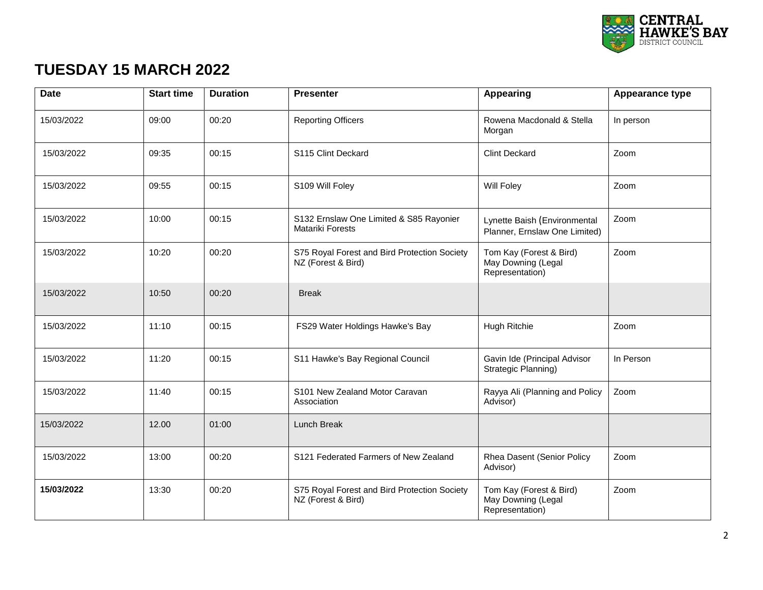# TUESDAY 15 MARCH 2022

| Date | Start time | Duration | Presenter | Appearing | Appearance type |
|---|---|---|---|---|---|
| 15/03/2022 | 09:00 | 00:20 | Reporting Officers | Rowena Macdonald & Stella Morgan | In person |
| 15/03/2022 | 09:35 | 00:15 | S115 Clint Deckard | Clint Deckard | Zoom |
| 15/03/2022 | 09:55 | 00:15 | S109 Will Foley | Will Foley | Zoom |
| 15/03/2022 | 10:00 | 00:15 | S132 Ernslaw One Limited & S85 Rayonier Matariki Forests | Lynette Baish (Environmental Planner, Ernslaw One Limited) | Zoom |
| 15/03/2022 | 10:20 | 00:20 | S75 Royal Forest and Bird Protection Society NZ (Forest & Bird) | Tom Kay (Forest & Bird) May Downing (Legal Representation) | Zoom |
| 15/03/2022 | 10:50 | 00:20 | Break | | |
| 15/03/2022 | 11:10 | 00:15 | FS29 Water Holdings Hawke's Bay | Hugh Ritchie | Zoom |
| 15/03/2022 | 11:20 | 00:15 | S11 Hawke's Bay Regional Council | Gavin Ide (Principal Advisor Strategic Planning) | In Person |
| 15/03/2022 | 11:40 | 00:15 | S101 New Zealand Motor Caravan Association | Rayya Ali (Planning and Policy Advisor) | Zoom |
| 15/03/2022 | 12.00 | 01:00 | Lunch Break | | |
| 15/03/2022 | 13:00 | 00:20 | S121 Federated Farmers of New Zealand | Rhea Dasent (Senior Policy Advisor) | Zoom |
| **15/03/2022** | 13:30 | 00:20 | S75 Royal Forest and Bird Protection Society NZ (Forest & Bird) | Tom Kay (Forest & Bird) May Downing (Legal Representation) | Zoom |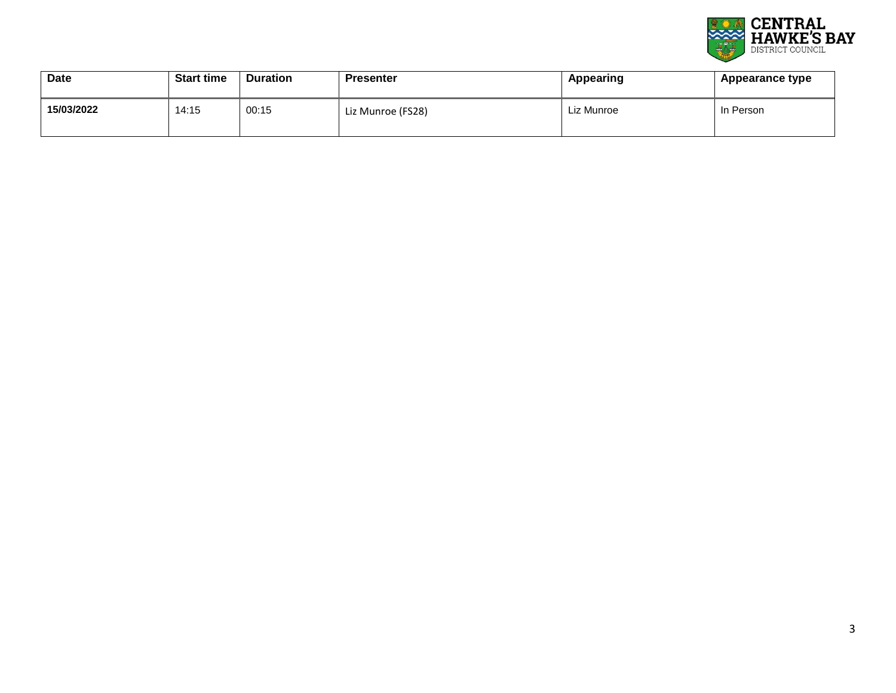| Date | Start time | Duration | Presenter | Appearing | Appearance type |
| --- | --- | --- | --- | --- | --- |
| **15/03/2022** | 14:15 | 00:15 | Liz Munroe (FS28) | Liz Munroe | In Person |